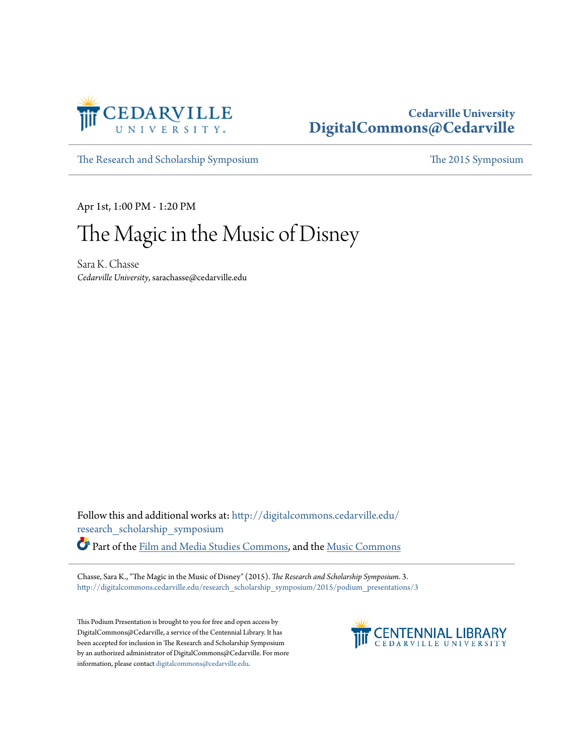Cedarville University
**DigitalCommons@Cedarville**

The Research and Scholarship Symposium | The 2015 Symposium

Apr 1st, 1:00 PM - 1:20 PM

# The Magic in the Music of Disney

Sara K. Chasse
*Cedarville University*, sarachasse@cedarville.edu

Follow this and additional works at: http://digitalcommons.cedarville.edu/research_scholarship_symposium

Part of the Film and Media Studies Commons, and the Music Commons

Chasse, Sara K., "The Magic in the Music of Disney" (2015). *The Research and Scholarship Symposium*. 3.
http://digitalcommons.cedarville.edu/research_scholarship_symposium/2015/podium_presentations/3

This Podium Presentation is brought to you for free and open access by DigitalCommons@Cedarville, a service of the Centennial Library. It has been accepted for inclusion in The Research and Scholarship Symposium by an authorized administrator of DigitalCommons@Cedarville. For more information, please contact digitalcommons@cedarville.edu.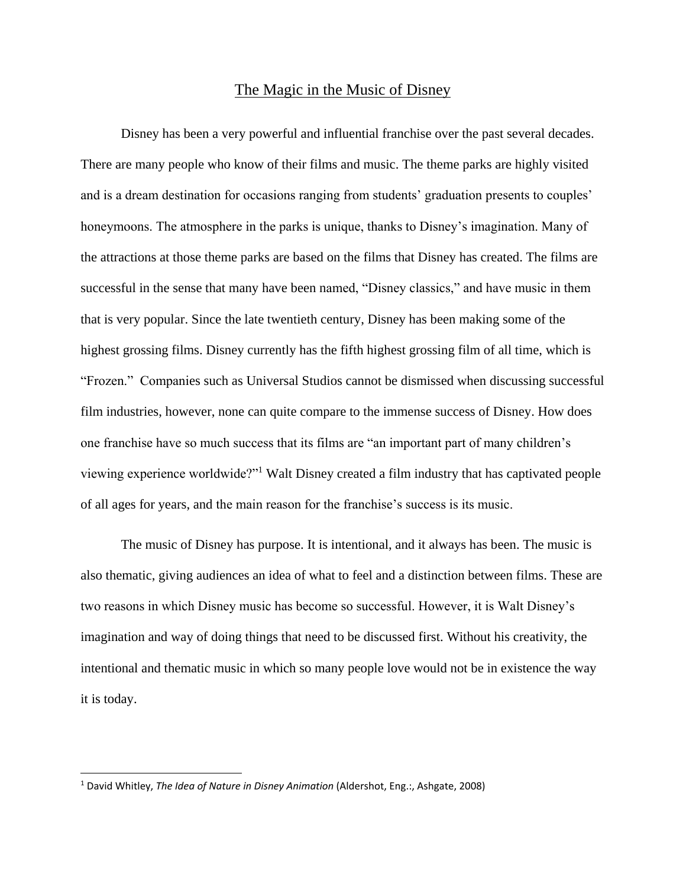# The Magic in the Music of Disney

Disney has been a very powerful and influential franchise over the past several decades. There are many people who know of their films and music. The theme parks are highly visited and is a dream destination for occasions ranging from students' graduation presents to couples' honeymoons. The atmosphere in the parks is unique, thanks to Disney's imagination. Many of the attractions at those theme parks are based on the films that Disney has created. The films are successful in the sense that many have been named, "Disney classics," and have music in them that is very popular. Since the late twentieth century, Disney has been making some of the highest grossing films. Disney currently has the fifth highest grossing film of all time, which is "Frozen." Companies such as Universal Studios cannot be dismissed when discussing successful film industries, however, none can quite compare to the immense success of Disney. How does one franchise have so much success that its films are "an important part of many children's viewing experience worldwide?"[1] Walt Disney created a film industry that has captivated people of all ages for years, and the main reason for the franchise's success is its music.

The music of Disney has purpose. It is intentional, and it always has been. The music is also thematic, giving audiences an idea of what to feel and a distinction between films. These are two reasons in which Disney music has become so successful. However, it is Walt Disney's imagination and way of doing things that need to be discussed first. Without his creativity, the intentional and thematic music in which so many people love would not be in existence the way it is today.

---

[1] David Whitley, *The Idea of Nature in Disney Animation* (Aldershot, Eng.:, Ashgate, 2008)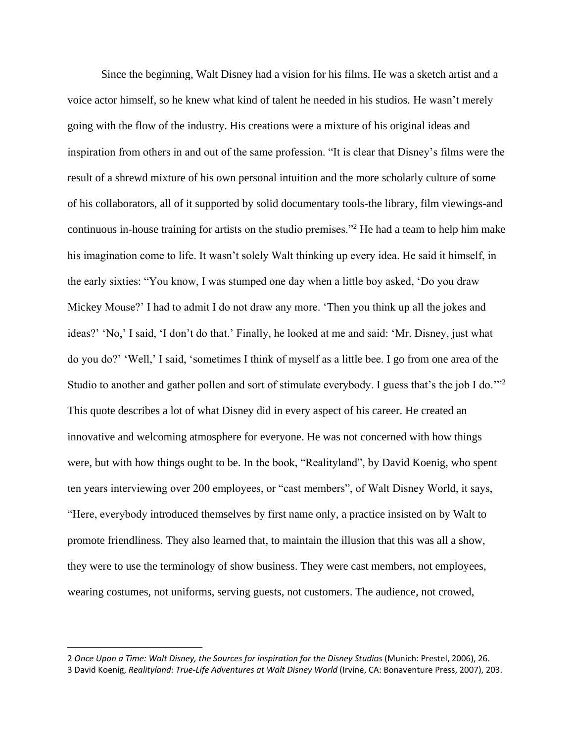Since the beginning, Walt Disney had a vision for his films. He was a sketch artist and a voice actor himself, so he knew what kind of talent he needed in his studios. He wasn't merely going with the flow of the industry. His creations were a mixture of his original ideas and inspiration from others in and out of the same profession. "It is clear that Disney's films were the result of a shrewd mixture of his own personal intuition and the more scholarly culture of some of his collaborators, all of it supported by solid documentary tools-the library, film viewings-and continuous in-house training for artists on the studio premises."[2] He had a team to help him make his imagination come to life. It wasn't solely Walt thinking up every idea. He said it himself, in the early sixties: "You know, I was stumped one day when a little boy asked, 'Do you draw Mickey Mouse?' I had to admit I do not draw any more. 'Then you think up all the jokes and ideas?' 'No,' I said, 'I don't do that.' Finally, he looked at me and said: 'Mr. Disney, just what do you do?' 'Well,' I said, 'sometimes I think of myself as a little bee. I go from one area of the Studio to another and gather pollen and sort of stimulate everybody. I guess that's the job I do.'"[2] This quote describes a lot of what Disney did in every aspect of his career. He created an innovative and welcoming atmosphere for everyone. He was not concerned with how things were, but with how things ought to be. In the book, "Realityland", by David Koenig, who spent ten years interviewing over 200 employees, or "cast members", of Walt Disney World, it says, "Here, everybody introduced themselves by first name only, a practice insisted on by Walt to promote friendliness. They also learned that, to maintain the illusion that this was all a show, they were to use the terminology of show business. They were cast members, not employees, wearing costumes, not uniforms, serving guests, not customers. The audience, not crowed,

---

2 *Once Upon a Time: Walt Disney, the Sources for inspiration for the Disney Studios* (Munich: Prestel, 2006), 26.
3 David Koenig, *Realityland: True-Life Adventures at Walt Disney World* (Irvine, CA: Bonaventure Press, 2007), 203.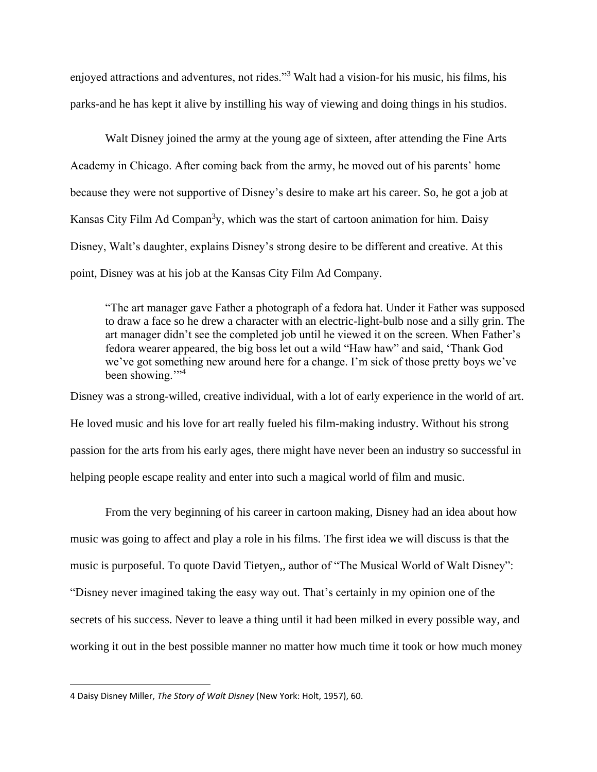enjoyed attractions and adventures, not rides."[3] Walt had a vision-for his music, his films, his parks-and he has kept it alive by instilling his way of viewing and doing things in his studios.

Walt Disney joined the army at the young age of sixteen, after attending the Fine Arts Academy in Chicago. After coming back from the army, he moved out of his parents' home because they were not supportive of Disney's desire to make art his career. So, he got a job at Kansas City Film Ad Compan[3]y, which was the start of cartoon animation for him. Daisy Disney, Walt's daughter, explains Disney's strong desire to be different and creative. At this point, Disney was at his job at the Kansas City Film Ad Company.

> "The art manager gave Father a photograph of a fedora hat. Under it Father was supposed to draw a face so he drew a character with an electric-light-bulb nose and a silly grin. The art manager didn't see the completed job until he viewed it on the screen. When Father's fedora wearer appeared, the big boss let out a wild "Haw haw" and said, 'Thank God we've got something new around here for a change. I'm sick of those pretty boys we've been showing.'"[4]

Disney was a strong-willed, creative individual, with a lot of early experience in the world of art. He loved music and his love for art really fueled his film-making industry. Without his strong passion for the arts from his early ages, there might have never been an industry so successful in helping people escape reality and enter into such a magical world of film and music.

From the very beginning of his career in cartoon making, Disney had an idea about how music was going to affect and play a role in his films. The first idea we will discuss is that the music is purposeful. To quote David Tietyen,, author of "The Musical World of Walt Disney": "Disney never imagined taking the easy way out. That's certainly in my opinion one of the secrets of his success. Never to leave a thing until it had been milked in every possible way, and working it out in the best possible manner no matter how much time it took or how much money

---

4 Daisy Disney Miller, *The Story of Walt Disney* (New York: Holt, 1957), 60.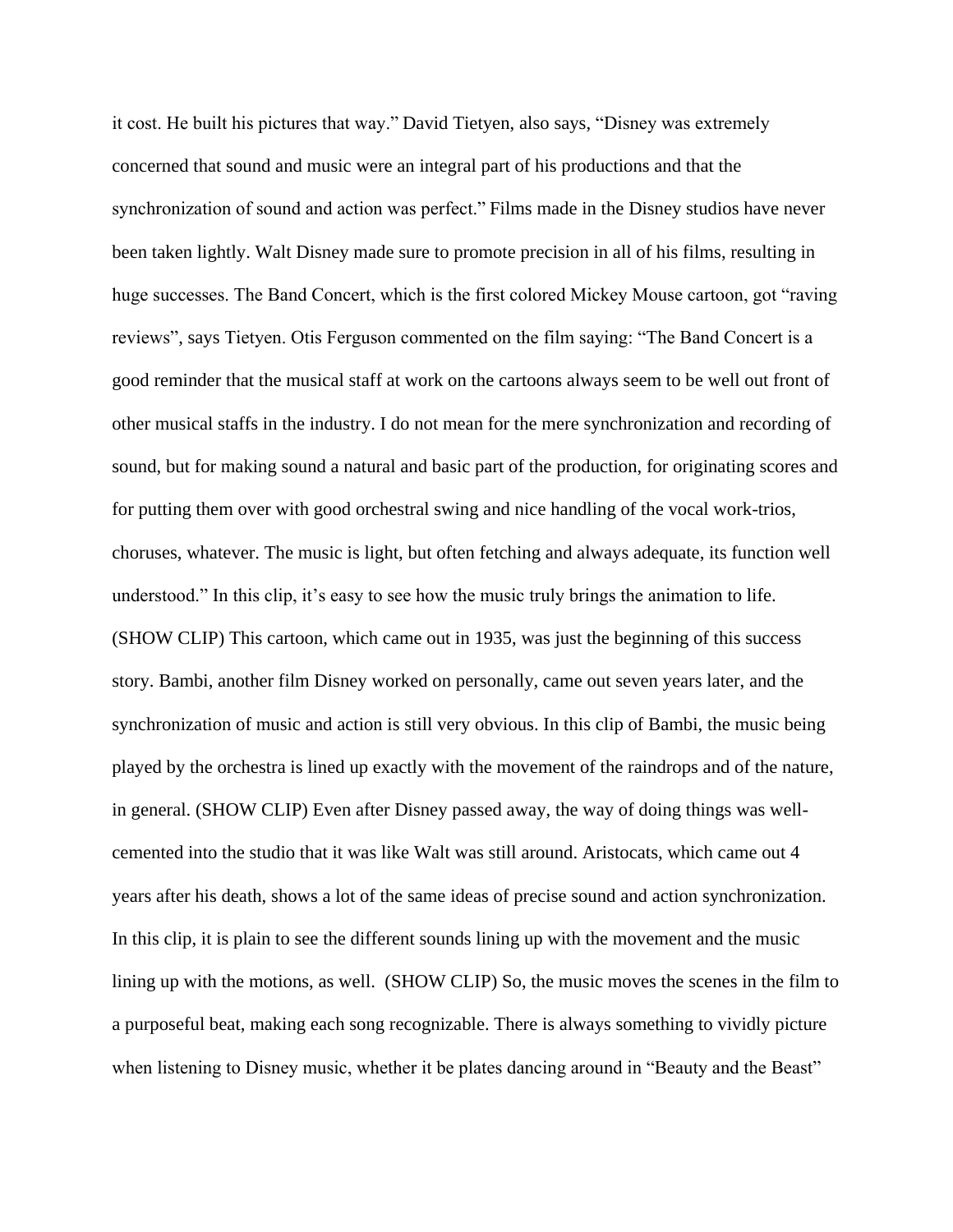it cost. He built his pictures that way." David Tietyen, also says, "Disney was extremely concerned that sound and music were an integral part of his productions and that the synchronization of sound and action was perfect." Films made in the Disney studios have never been taken lightly. Walt Disney made sure to promote precision in all of his films, resulting in huge successes. The Band Concert, which is the first colored Mickey Mouse cartoon, got "raving reviews", says Tietyen. Otis Ferguson commented on the film saying: "The Band Concert is a good reminder that the musical staff at work on the cartoons always seem to be well out front of other musical staffs in the industry. I do not mean for the mere synchronization and recording of sound, but for making sound a natural and basic part of the production, for originating scores and for putting them over with good orchestral swing and nice handling of the vocal work-trios, choruses, whatever. The music is light, but often fetching and always adequate, its function well understood." In this clip, it's easy to see how the music truly brings the animation to life. (SHOW CLIP) This cartoon, which came out in 1935, was just the beginning of this success story. Bambi, another film Disney worked on personally, came out seven years later, and the synchronization of music and action is still very obvious. In this clip of Bambi, the music being played by the orchestra is lined up exactly with the movement of the raindrops and of the nature, in general. (SHOW CLIP) Even after Disney passed away, the way of doing things was well-cemented into the studio that it was like Walt was still around. Aristocats, which came out 4 years after his death, shows a lot of the same ideas of precise sound and action synchronization. In this clip, it is plain to see the different sounds lining up with the movement and the music lining up with the motions, as well. (SHOW CLIP) So, the music moves the scenes in the film to a purposeful beat, making each song recognizable. There is always something to vividly picture when listening to Disney music, whether it be plates dancing around in "Beauty and the Beast"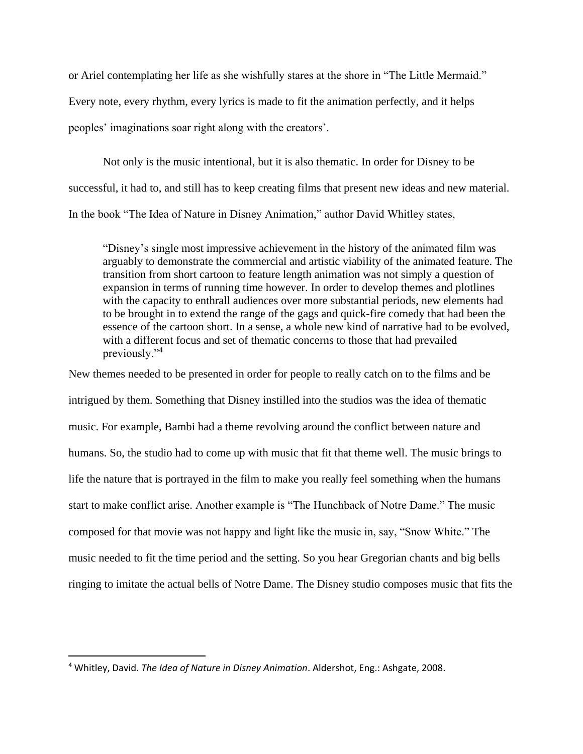or Ariel contemplating her life as she wishfully stares at the shore in "The Little Mermaid." Every note, every rhythm, every lyrics is made to fit the animation perfectly, and it helps peoples' imaginations soar right along with the creators'.

Not only is the music intentional, but it is also thematic. In order for Disney to be successful, it had to, and still has to keep creating films that present new ideas and new material. In the book "The Idea of Nature in Disney Animation," author David Whitley states,

> "Disney's single most impressive achievement in the history of the animated film was arguably to demonstrate the commercial and artistic viability of the animated feature. The transition from short cartoon to feature length animation was not simply a question of expansion in terms of running time however. In order to develop themes and plotlines with the capacity to enthrall audiences over more substantial periods, new elements had to be brought in to extend the range of the gags and quick-fire comedy that had been the essence of the cartoon short. In a sense, a whole new kind of narrative had to be evolved, with a different focus and set of thematic concerns to those that had prevailed previously."[4]

New themes needed to be presented in order for people to really catch on to the films and be intrigued by them. Something that Disney instilled into the studios was the idea of thematic music. For example, Bambi had a theme revolving around the conflict between nature and humans. So, the studio had to come up with music that fit that theme well. The music brings to life the nature that is portrayed in the film to make you really feel something when the humans start to make conflict arise. Another example is "The Hunchback of Notre Dame." The music composed for that movie was not happy and light like the music in, say, "Snow White." The music needed to fit the time period and the setting. So you hear Gregorian chants and big bells ringing to imitate the actual bells of Notre Dame. The Disney studio composes music that fits the

---

[4] Whitley, David. *The Idea of Nature in Disney Animation*. Aldershot, Eng.: Ashgate, 2008.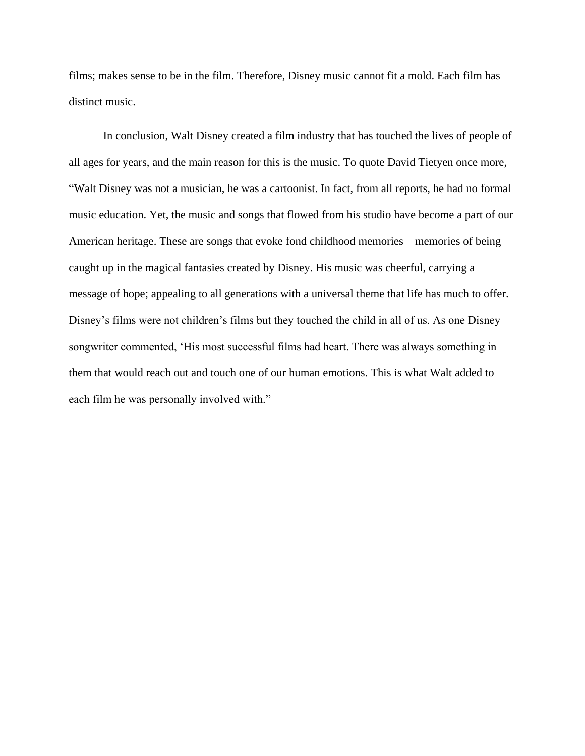films; makes sense to be in the film. Therefore, Disney music cannot fit a mold. Each film has distinct music.

In conclusion, Walt Disney created a film industry that has touched the lives of people of all ages for years, and the main reason for this is the music. To quote David Tietyen once more, "Walt Disney was not a musician, he was a cartoonist. In fact, from all reports, he had no formal music education. Yet, the music and songs that flowed from his studio have become a part of our American heritage. These are songs that evoke fond childhood memories—memories of being caught up in the magical fantasies created by Disney. His music was cheerful, carrying a message of hope; appealing to all generations with a universal theme that life has much to offer. Disney's films were not children's films but they touched the child in all of us. As one Disney songwriter commented, 'His most successful films had heart. There was always something in them that would reach out and touch one of our human emotions. This is what Walt added to each film he was personally involved with."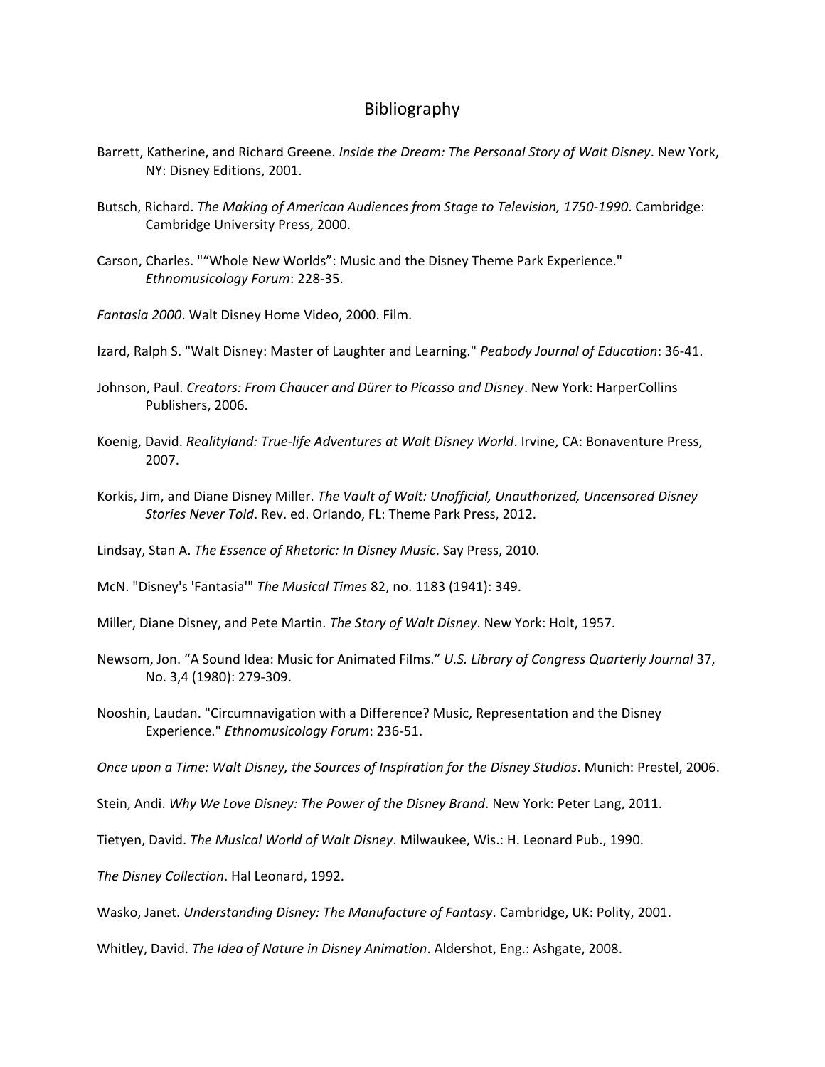# Bibliography

Barrett, Katherine, and Richard Greene. *Inside the Dream: The Personal Story of Walt Disney*. New York, NY: Disney Editions, 2001.

Butsch, Richard. *The Making of American Audiences from Stage to Television, 1750-1990*. Cambridge: Cambridge University Press, 2000.

Carson, Charles. "“Whole New Worlds”: Music and the Disney Theme Park Experience." *Ethnomusicology Forum*: 228-35.

*Fantasia 2000*. Walt Disney Home Video, 2000. Film.

Izard, Ralph S. "Walt Disney: Master of Laughter and Learning." *Peabody Journal of Education*: 36-41.

Johnson, Paul. *Creators: From Chaucer and Dürer to Picasso and Disney*. New York: HarperCollins Publishers, 2006.

Koenig, David. *Realityland: True-life Adventures at Walt Disney World*. Irvine, CA: Bonaventure Press, 2007.

Korkis, Jim, and Diane Disney Miller. *The Vault of Walt: Unofficial, Unauthorized, Uncensored Disney Stories Never Told*. Rev. ed. Orlando, FL: Theme Park Press, 2012.

Lindsay, Stan A. *The Essence of Rhetoric: In Disney Music*. Say Press, 2010.

McN. "Disney's 'Fantasia'" *The Musical Times* 82, no. 1183 (1941): 349.

Miller, Diane Disney, and Pete Martin. *The Story of Walt Disney*. New York: Holt, 1957.

Newsom, Jon. “A Sound Idea: Music for Animated Films.” *U.S. Library of Congress Quarterly Journal* 37, No. 3,4 (1980): 279-309.

Nooshin, Laudan. "Circumnavigation with a Difference? Music, Representation and the Disney Experience." *Ethnomusicology Forum*: 236-51.

*Once upon a Time: Walt Disney, the Sources of Inspiration for the Disney Studios*. Munich: Prestel, 2006.

Stein, Andi. *Why We Love Disney: The Power of the Disney Brand*. New York: Peter Lang, 2011.

Tietyen, David. *The Musical World of Walt Disney*. Milwaukee, Wis.: H. Leonard Pub., 1990.

*The Disney Collection*. Hal Leonard, 1992.

Wasko, Janet. *Understanding Disney: The Manufacture of Fantasy*. Cambridge, UK: Polity, 2001.

Whitley, David. *The Idea of Nature in Disney Animation*. Aldershot, Eng.: Ashgate, 2008.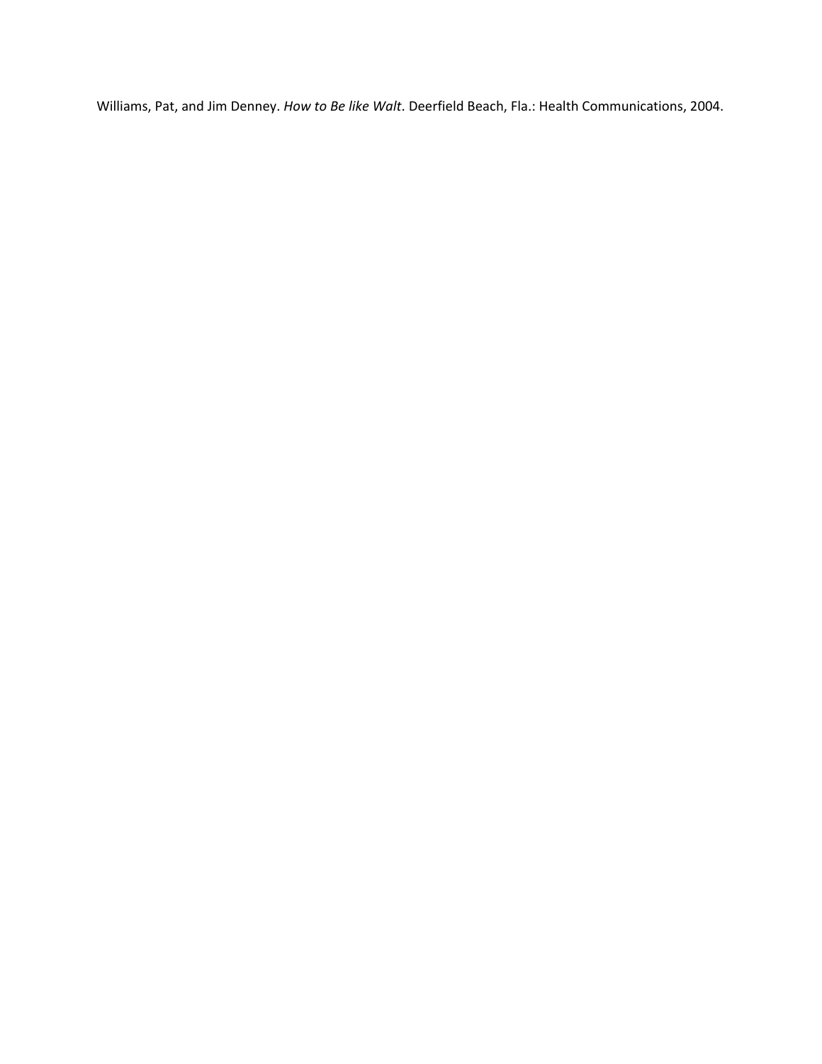Williams, Pat, and Jim Denney. *How to Be like Walt*. Deerfield Beach, Fla.: Health Communications, 2004.